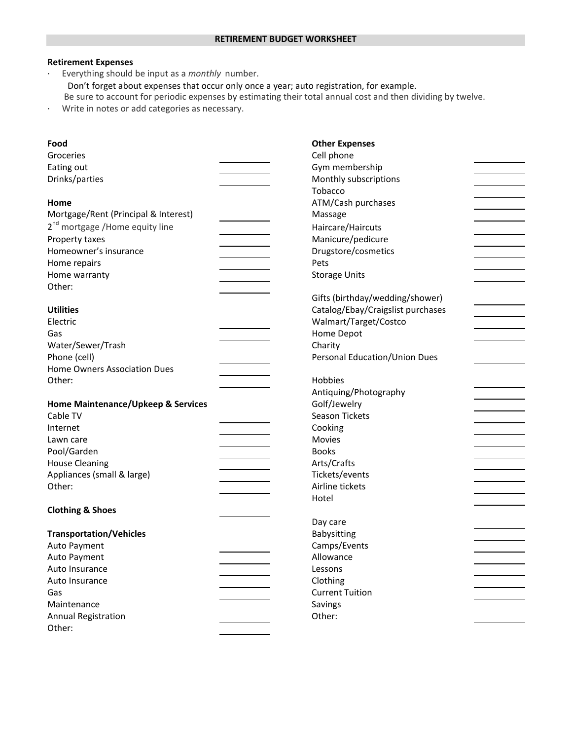# RETIREMENT BUDGET WORKSHEET

**Retirement Expenses**

- Everything should be input as a *monthly* number.
  Don't forget about expenses that occur only once a year; auto registration, for example.
  Be sure to account for periodic expenses by estimating their total annual cost and then dividing by twelve.
- Write in notes or add categories as necessary.

**Food**

| | |
|---|---|
| Groceries | |
| Eating out | |
| Drinks/parties | |

**Home**

| | |
|---|---|
| Mortgage/Rent (Principal & Interest) | |
| 2nd mortgage /Home equity line | |
| Property taxes | |
| Homeowner's insurance | |
| Home repairs | |
| Home warranty | |
| Other: | |

**Utilities**

| | |
|---|---|
| Electric | |
| Gas | |
| Water/Sewer/Trash | |
| Phone (cell) | |
| Home Owners Association Dues | |
| Other: | |

**Home Maintenance/Upkeep & Services**

| | |
|---|---|
| Cable TV | |
| Internet | |
| Lawn care | |
| Pool/Garden | |
| House Cleaning | |
| Appliances (small & large) | |
| Other: | |

**Clothing & Shoes** ______

**Transportation/Vehicles**

| | |
|---|---|
| Auto Payment | |
| Auto Payment | |
| Auto Insurance | |
| Auto Insurance | |
| Gas | |
| Maintenance | |
| Annual Registration | |
| Other: | |

**Other Expenses**

| | |
|---|---|
| Cell phone | |
| Gym membership | |
| Monthly subscriptions | |
| Tobacco | |
| ATM/Cash purchases | |
| Massage | |
| Haircare/Haircuts | |
| Manicure/pedicure | |
| Drugstore/cosmetics | |
| Pets | |
| Storage Units | |
| Gifts (birthday/wedding/shower) | |
| Catalog/Ebay/Craigslist purchases | |
| Walmart/Target/Costco | |
| Home Depot | |
| Charity | |
| Personal Education/Union Dues | |
| Hobbies | |
| Antiquing/Photography | |
| Golf/Jewelry | |
| Season Tickets | |
| Cooking | |
| Movies | |
| Books | |
| Arts/Crafts | |
| Tickets/events | |
| Airline tickets | |
| Hotel | |
| Day care | |
| Babysitting | |
| Camps/Events | |
| Allowance | |
| Lessons | |
| Clothing | |
| Current Tuition | |
| Savings | |
| Other: | |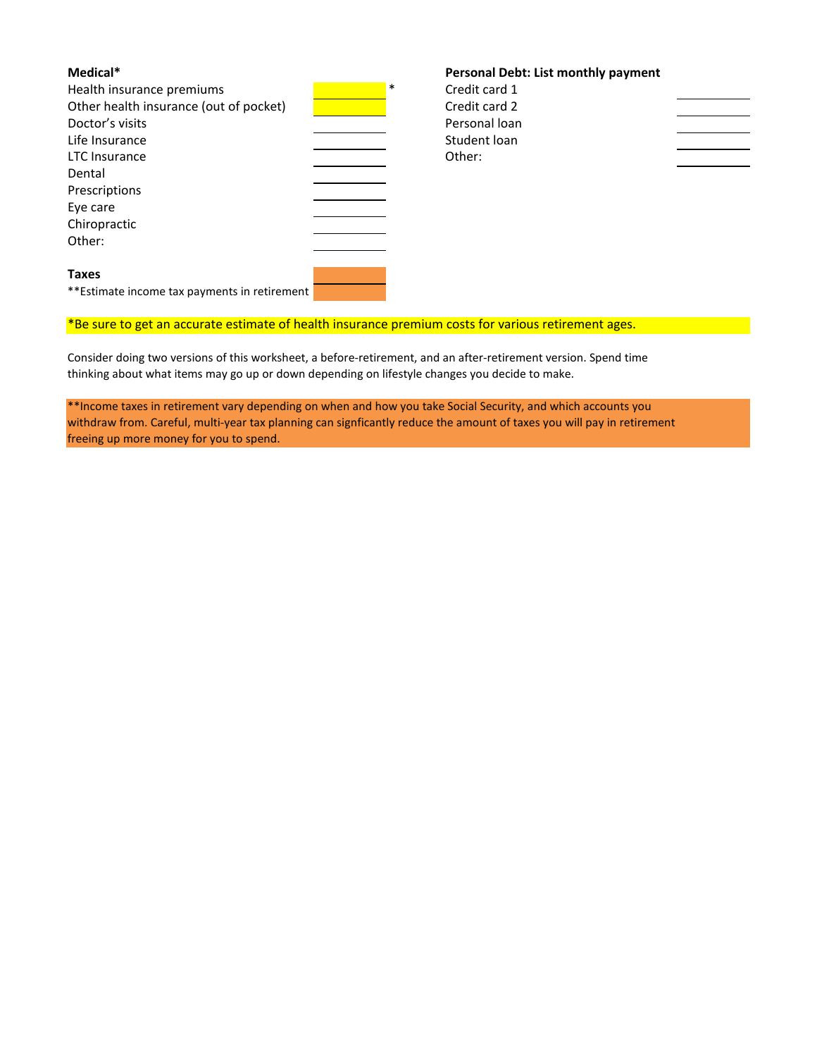**Medical***

| | | |
|---|---|---|
| Health insurance premiums | | * |
| Other health insurance (out of pocket) | | |
| Doctor's visits | | |
| Life Insurance | | |
| LTC Insurance | | |
| Dental | | |
| Prescriptions | | |
| Eye care | | |
| Chiropractic | | |
| Other: | | |

**Taxes**

| | |
|---|---|
| **Estimate income tax payments in retirement | |

**Personal Debt: List monthly payment**

| | |
|---|---|
| Credit card 1 | |
| Credit card 2 | |
| Personal loan | |
| Student loan | |
| Other: | |

*Be sure to get an accurate estimate of health insurance premium costs for various retirement ages.

Consider doing two versions of this worksheet, a before-retirement, and an after-retirement version. Spend time thinking about what items may go up or down depending on lifestyle changes you decide to make.

**Income taxes in retirement vary depending on when and how you take Social Security, and which accounts you withdraw from. Careful, multi-year tax planning can signficantly reduce the amount of taxes you will pay in retirement freeing up more money for you to spend.